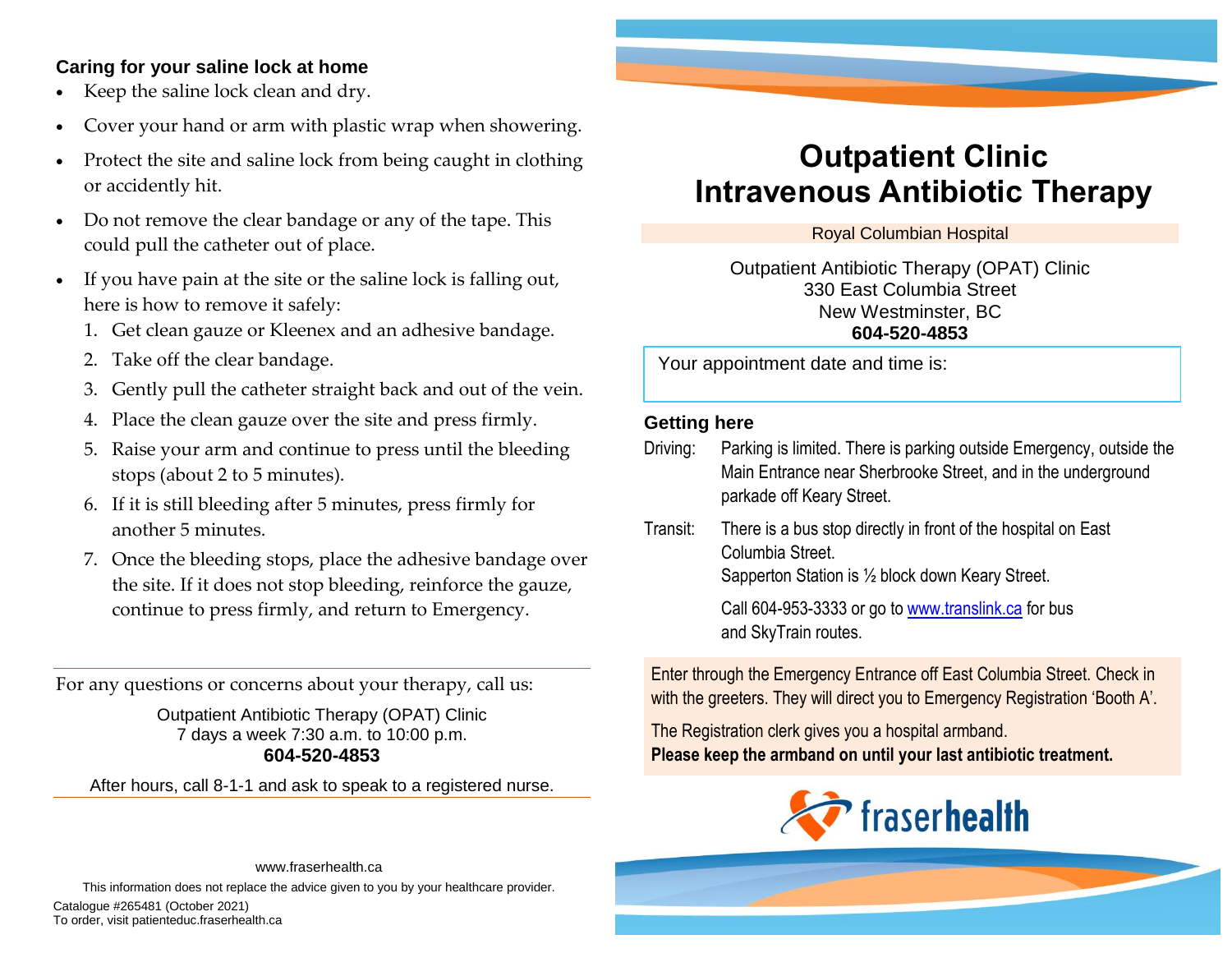# Outpatient Clinic Intravenous Antibiotic Therapy

Royal Columbian Hospital

Outpatient Antibiotic Therapy (OPAT) Clinic
330 East Columbia Street
New Westminster, BC
**604-520-4853**

Your appointment date and time is:

### Getting here

Driving: Parking is limited. There is parking outside Emergency, outside the Main Entrance near Sherbrooke Street, and in the underground parkade off Keary Street.

Transit: There is a bus stop directly in front of the hospital on East Columbia Street.
Sapperton Station is ½ block down Keary Street.

Call 604-953-3333 or go to www.translink.ca for bus and SkyTrain routes.

Enter through the Emergency Entrance off East Columbia Street. Check in with the greeters. They will direct you to Emergency Registration 'Booth A'.

The Registration clerk gives you a hospital armband.
**Please keep the armband on until your last antibiotic treatment.**

fraserhealth

### Caring for your saline lock at home

- Keep the saline lock clean and dry.
- Cover your hand or arm with plastic wrap when showering.
- Protect the site and saline lock from being caught in clothing or accidently hit.
- Do not remove the clear bandage or any of the tape. This could pull the catheter out of place.
- If you have pain at the site or the saline lock is falling out, here is how to remove it safely:
  1. Get clean gauze or Kleenex and an adhesive bandage.
  2. Take off the clear bandage.
  3. Gently pull the catheter straight back and out of the vein.
  4. Place the clean gauze over the site and press firmly.
  5. Raise your arm and continue to press until the bleeding stops (about 2 to 5 minutes).
  6. If it is still bleeding after 5 minutes, press firmly for another 5 minutes.
  7. Once the bleeding stops, place the adhesive bandage over the site. If it does not stop bleeding, reinforce the gauze, continue to press firmly, and return to Emergency.

For any questions or concerns about your therapy, call us:

Outpatient Antibiotic Therapy (OPAT) Clinic
7 days a week 7:30 a.m. to 10:00 p.m.
**604-520-4853**

After hours, call 8-1-1 and ask to speak to a registered nurse.

www.fraserhealth.ca

This information does not replace the advice given to you by your healthcare provider.

Catalogue #265481 (October 2021)
To order, visit patienteduc.fraserhealth.ca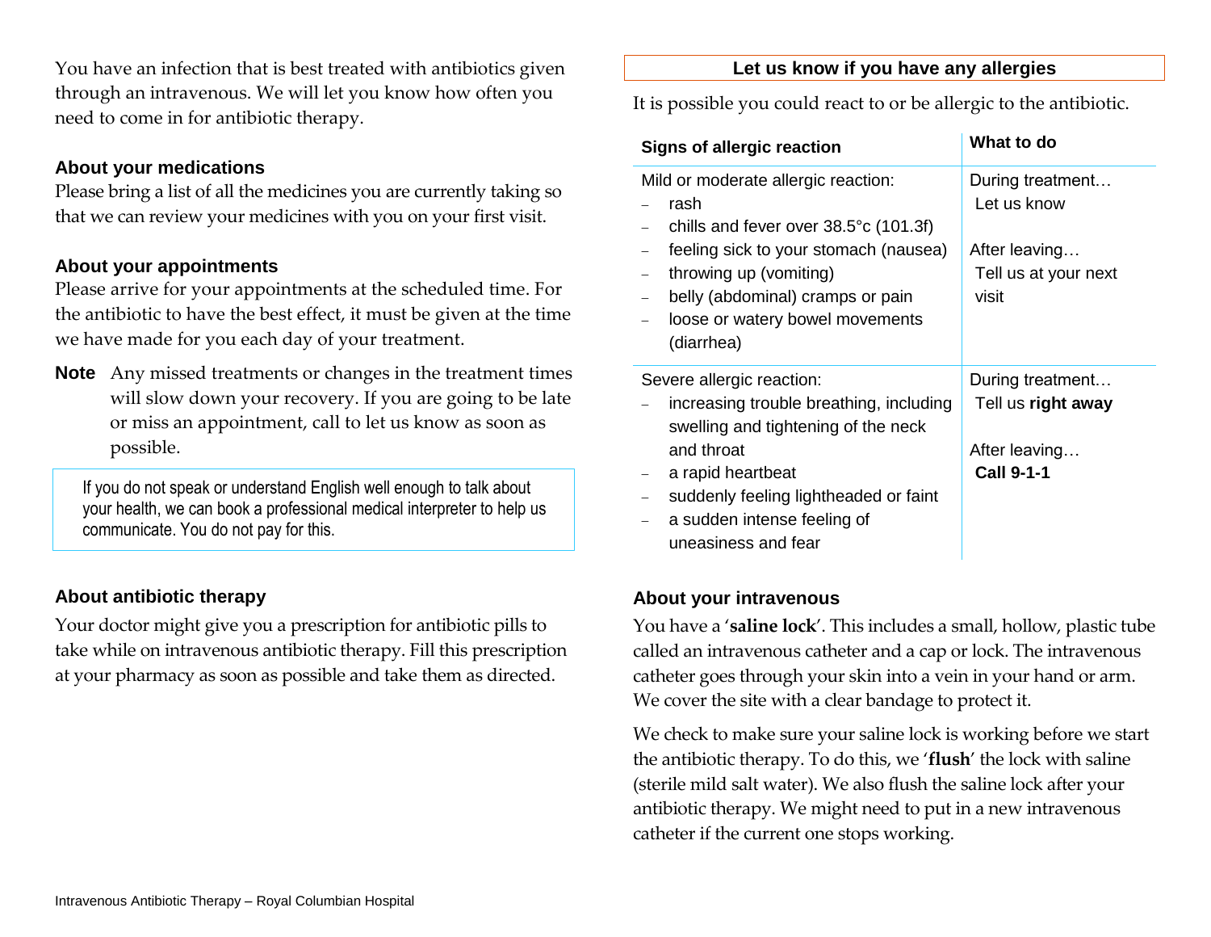You have an infection that is best treated with antibiotics given through an intravenous. We will let you know how often you need to come in for antibiotic therapy.

### About your medications

Please bring a list of all the medicines you are currently taking so that we can review your medicines with you on your first visit.

### About your appointments

Please arrive for your appointments at the scheduled time. For the antibiotic to have the best effect, it must be given at the time we have made for you each day of your treatment.

**Note** Any missed treatments or changes in the treatment times will slow down your recovery. If you are going to be late or miss an appointment, call to let us know as soon as possible.

If you do not speak or understand English well enough to talk about your health, we can book a professional medical interpreter to help us communicate. You do not pay for this.

### About antibiotic therapy

Your doctor might give you a prescription for antibiotic pills to take while on intravenous antibiotic therapy. Fill this prescription at your pharmacy as soon as possible and take them as directed.

### Let us know if you have any allergies

It is possible you could react to or be allergic to the antibiotic.

| Signs of allergic reaction | What to do |
|---|---|
| Mild or moderate allergic reaction:<br>– rash<br>– chills and fever over 38.5°c (101.3f)<br>– feeling sick to your stomach (nausea)<br>– throwing up (vomiting)<br>– belly (abdominal) cramps or pain<br>– loose or watery bowel movements (diarrhea) | During treatment…<br>Let us know<br><br>After leaving…<br>Tell us at your next visit |
| Severe allergic reaction:<br>– increasing trouble breathing, including swelling and tightening of the neck and throat<br>– a rapid heartbeat<br>– suddenly feeling lightheaded or faint<br>– a sudden intense feeling of uneasiness and fear | During treatment…<br>Tell us **right away**<br><br>After leaving…<br>**Call 9-1-1** |

### About your intravenous

You have a '**saline lock**'. This includes a small, hollow, plastic tube called an intravenous catheter and a cap or lock. The intravenous catheter goes through your skin into a vein in your hand or arm. We cover the site with a clear bandage to protect it.

We check to make sure your saline lock is working before we start the antibiotic therapy. To do this, we '**flush**' the lock with saline (sterile mild salt water). We also flush the saline lock after your antibiotic therapy. We might need to put in a new intravenous catheter if the current one stops working.